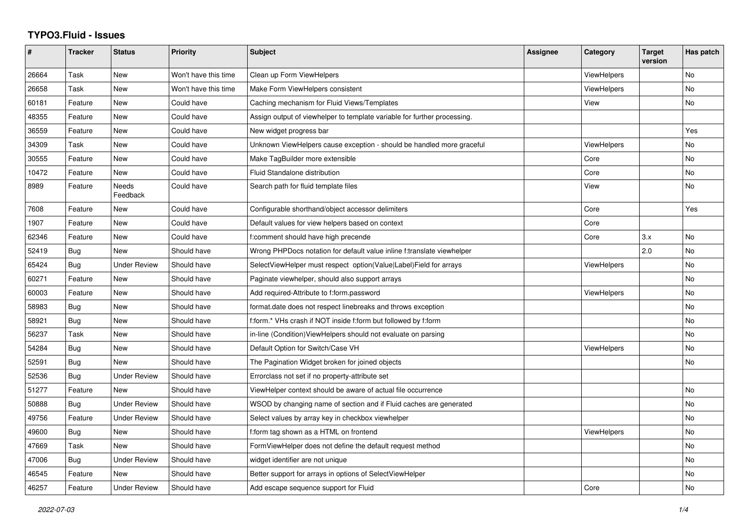# TYPO3.Fluid - Issues

| # | Tracker | Status | Priority | Subject | Assignee | Category | Target version | Has patch |
|---|---|---|---|---|---|---|---|---|
| 26664 | Task | New | Won't have this time | Clean up Form ViewHelpers | | ViewHelpers | | No |
| 26658 | Task | New | Won't have this time | Make Form ViewHelpers consistent | | ViewHelpers | | No |
| 60181 | Feature | New | Could have | Caching mechanism for Fluid Views/Templates | | View | | No |
| 48355 | Feature | New | Could have | Assign output of viewhelper to template variable for further processing. | | | | |
| 36559 | Feature | New | Could have | New widget progress bar | | | | Yes |
| 34309 | Task | New | Could have | Unknown ViewHelpers cause exception - should be handled more graceful | | ViewHelpers | | No |
| 30555 | Feature | New | Could have | Make TagBuilder more extensible | | Core | | No |
| 10472 | Feature | New | Could have | Fluid Standalone distribution | | Core | | No |
| 8989 | Feature | Needs Feedback | Could have | Search path for fluid template files | | View | | No |
| 7608 | Feature | New | Could have | Configurable shorthand/object accessor delimiters | | Core | | Yes |
| 1907 | Feature | New | Could have | Default values for view helpers based on context | | Core | | |
| 62346 | Feature | New | Could have | f:comment should have high precende | | Core | 3.x | No |
| 52419 | Bug | New | Should have | Wrong PHPDocs notation for default value inline f:translate viewhelper | | | 2.0 | No |
| 65424 | Bug | Under Review | Should have | SelectViewHelper must respect option(Value\|Label)Field for arrays | | ViewHelpers | | No |
| 60271 | Feature | New | Should have | Paginate viewhelper, should also support arrays | | | | No |
| 60003 | Feature | New | Should have | Add required-Attribute to f:form.password | | ViewHelpers | | No |
| 58983 | Bug | New | Should have | format.date does not respect linebreaks and throws exception | | | | No |
| 58921 | Bug | New | Should have | f:form.* VHs crash if NOT inside f:form but followed by f:form | | | | No |
| 56237 | Task | New | Should have | in-line (Condition)ViewHelpers should not evaluate on parsing | | | | No |
| 54284 | Bug | New | Should have | Default Option for Switch/Case VH | | ViewHelpers | | No |
| 52591 | Bug | New | Should have | The Pagination Widget broken for joined objects | | | | No |
| 52536 | Bug | Under Review | Should have | Errorclass not set if no property-attribute set | | | | |
| 51277 | Feature | New | Should have | ViewHelper context should be aware of actual file occurrence | | | | No |
| 50888 | Bug | Under Review | Should have | WSOD by changing name of section and if Fluid caches are generated | | | | No |
| 49756 | Feature | Under Review | Should have | Select values by array key in checkbox viewhelper | | | | No |
| 49600 | Bug | New | Should have | f:form tag shown as a HTML on frontend | | ViewHelpers | | No |
| 47669 | Task | New | Should have | FormViewHelper does not define the default request method | | | | No |
| 47006 | Bug | Under Review | Should have | widget identifier are not unique | | | | No |
| 46545 | Feature | New | Should have | Better support for arrays in options of SelectViewHelper | | | | No |
| 46257 | Feature | Under Review | Should have | Add escape sequence support for Fluid | | Core | | No |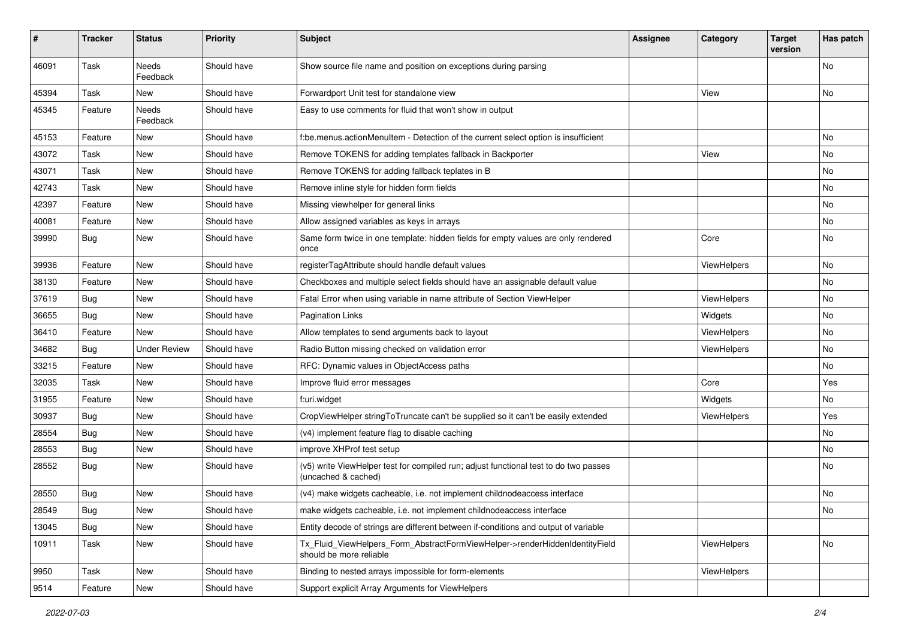| # | Tracker | Status | Priority | Subject | Assignee | Category | Target version | Has patch |
|---|---|---|---|---|---|---|---|---|
| 46091 | Task | Needs Feedback | Should have | Show source file name and position on exceptions during parsing | | | | No |
| 45394 | Task | New | Should have | Forwardport Unit test for standalone view | | View | | No |
| 45345 | Feature | Needs Feedback | Should have | Easy to use comments for fluid that won't show in output | | | | |
| 45153 | Feature | New | Should have | f:be.menus.actionMenuItem - Detection of the current select option is insufficient | | | | No |
| 43072 | Task | New | Should have | Remove TOKENS for adding templates fallback in Backporter | | View | | No |
| 43071 | Task | New | Should have | Remove TOKENS for adding fallback teplates in B | | | | No |
| 42743 | Task | New | Should have | Remove inline style for hidden form fields | | | | No |
| 42397 | Feature | New | Should have | Missing viewhelper for general links | | | | No |
| 40081 | Feature | New | Should have | Allow assigned variables as keys in arrays | | | | No |
| 39990 | Bug | New | Should have | Same form twice in one template: hidden fields for empty values are only rendered once | | Core | | No |
| 39936 | Feature | New | Should have | registerTagAttribute should handle default values | | ViewHelpers | | No |
| 38130 | Feature | New | Should have | Checkboxes and multiple select fields should have an assignable default value | | | | No |
| 37619 | Bug | New | Should have | Fatal Error when using variable in name attribute of Section ViewHelper | | ViewHelpers | | No |
| 36655 | Bug | New | Should have | Pagination Links | | Widgets | | No |
| 36410 | Feature | New | Should have | Allow templates to send arguments back to layout | | ViewHelpers | | No |
| 34682 | Bug | Under Review | Should have | Radio Button missing checked on validation error | | ViewHelpers | | No |
| 33215 | Feature | New | Should have | RFC: Dynamic values in ObjectAccess paths | | | | No |
| 32035 | Task | New | Should have | Improve fluid error messages | | Core | | Yes |
| 31955 | Feature | New | Should have | f:uri.widget | | Widgets | | No |
| 30937 | Bug | New | Should have | CropViewHelper stringToTruncate can't be supplied so it can't be easily extended | | ViewHelpers | | Yes |
| 28554 | Bug | New | Should have | (v4) implement feature flag to disable caching | | | | No |
| 28553 | Bug | New | Should have | improve XHProf test setup | | | | No |
| 28552 | Bug | New | Should have | (v5) write ViewHelper test for compiled run; adjust functional test to do two passes (uncached & cached) | | | | No |
| 28550 | Bug | New | Should have | (v4) make widgets cacheable, i.e. not implement childnodeaccess interface | | | | No |
| 28549 | Bug | New | Should have | make widgets cacheable, i.e. not implement childnodeaccess interface | | | | No |
| 13045 | Bug | New | Should have | Entity decode of strings are different between if-conditions and output of variable | | | | |
| 10911 | Task | New | Should have | Tx_Fluid_ViewHelpers_Form_AbstractFormViewHelper->renderHiddenIdentityField should be more reliable | | ViewHelpers | | No |
| 9950 | Task | New | Should have | Binding to nested arrays impossible for form-elements | | ViewHelpers | | |
| 9514 | Feature | New | Should have | Support explicit Array Arguments for ViewHelpers | | | | |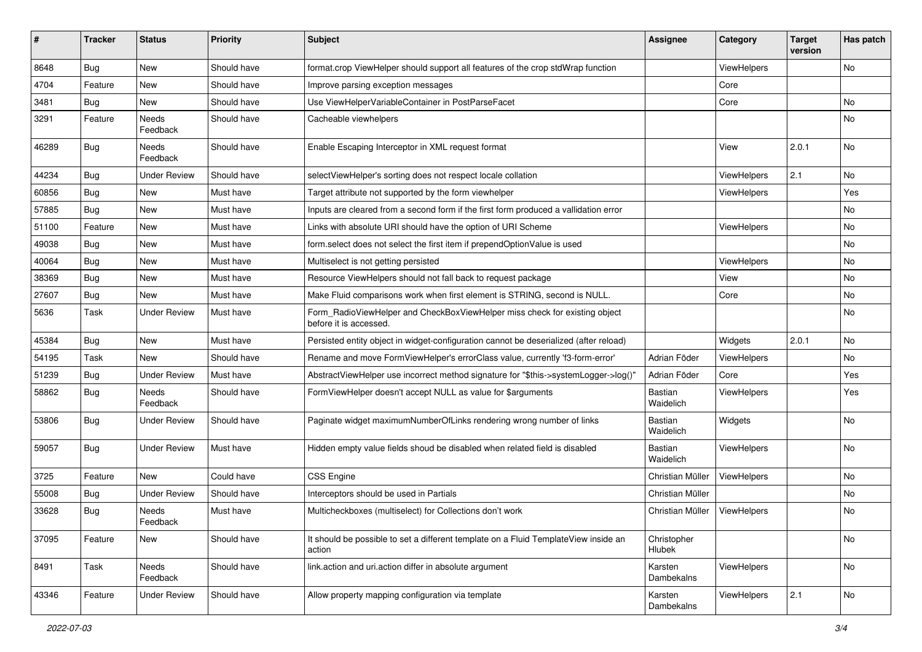| # | Tracker | Status | Priority | Subject | Assignee | Category | Target version | Has patch |
|---|---|---|---|---|---|---|---|---|
| 8648 | Bug | New | Should have | format.crop ViewHelper should support all features of the crop stdWrap function | | ViewHelpers | | No |
| 4704 | Feature | New | Should have | Improve parsing exception messages | | Core | | |
| 3481 | Bug | New | Should have | Use ViewHelperVariableContainer in PostParseFacet | | Core | | No |
| 3291 | Feature | Needs Feedback | Should have | Cacheable viewhelpers | | | | No |
| 46289 | Bug | Needs Feedback | Should have | Enable Escaping Interceptor in XML request format | | View | 2.0.1 | No |
| 44234 | Bug | Under Review | Should have | selectViewHelper's sorting does not respect locale collation | | ViewHelpers | 2.1 | No |
| 60856 | Bug | New | Must have | Target attribute not supported by the form viewhelper | | ViewHelpers | | Yes |
| 57885 | Bug | New | Must have | Inputs are cleared from a second form if the first form produced a vallidation error | | | | No |
| 51100 | Feature | New | Must have | Links with absolute URI should have the option of URI Scheme | | ViewHelpers | | No |
| 49038 | Bug | New | Must have | form.select does not select the first item if prependOptionValue is used | | | | No |
| 40064 | Bug | New | Must have | Multiselect is not getting persisted | | ViewHelpers | | No |
| 38369 | Bug | New | Must have | Resource ViewHelpers should not fall back to request package | | View | | No |
| 27607 | Bug | New | Must have | Make Fluid comparisons work when first element is STRING, second is NULL. | | Core | | No |
| 5636 | Task | Under Review | Must have | Form_RadioViewHelper and CheckBoxViewHelper miss check for existing object before it is accessed. | | | | No |
| 45384 | Bug | New | Must have | Persisted entity object in widget-configuration cannot be deserialized (after reload) | | Widgets | 2.0.1 | No |
| 54195 | Task | New | Should have | Rename and move FormViewHelper's errorClass value, currently 'f3-form-error' | Adrian Föder | ViewHelpers | | No |
| 51239 | Bug | Under Review | Must have | AbstractViewHelper use incorrect method signature for "$this->systemLogger->log()" | Adrian Föder | Core | | Yes |
| 58862 | Bug | Needs Feedback | Should have | FormViewHelper doesn't accept NULL as value for $arguments | Bastian Waidelich | ViewHelpers | | Yes |
| 53806 | Bug | Under Review | Should have | Paginate widget maximumNumberOfLinks rendering wrong number of links | Bastian Waidelich | Widgets | | No |
| 59057 | Bug | Under Review | Must have | Hidden empty value fields shoud be disabled when related field is disabled | Bastian Waidelich | ViewHelpers | | No |
| 3725 | Feature | New | Could have | CSS Engine | Christian Müller | ViewHelpers | | No |
| 55008 | Bug | Under Review | Should have | Interceptors should be used in Partials | Christian Müller | | | No |
| 33628 | Bug | Needs Feedback | Must have | Multicheckboxes (multiselect) for Collections don't work | Christian Müller | ViewHelpers | | No |
| 37095 | Feature | New | Should have | It should be possible to set a different template on a Fluid TemplateView inside an action | Christopher Hlubek | | | No |
| 8491 | Task | Needs Feedback | Should have | link.action and uri.action differ in absolute argument | Karsten Dambekalns | ViewHelpers | | No |
| 43346 | Feature | Under Review | Should have | Allow property mapping configuration via template | Karsten Dambekalns | ViewHelpers | 2.1 | No |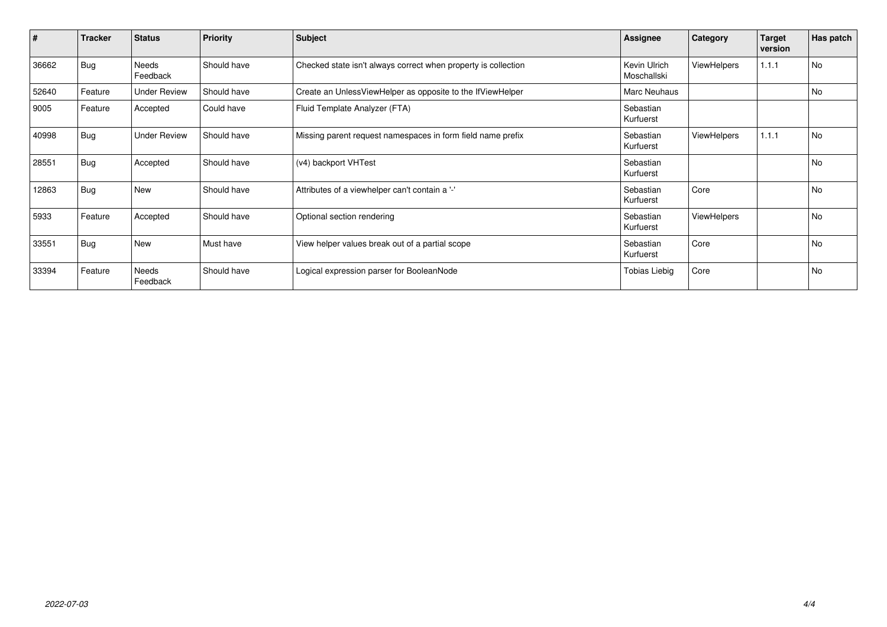| # | Tracker | Status | Priority | Subject | Assignee | Category | Target version | Has patch |
|---|---|---|---|---|---|---|---|---|
| 36662 | Bug | Needs Feedback | Should have | Checked state isn't always correct when property is collection | Kevin Ulrich Moschallski | ViewHelpers | 1.1.1 | No |
| 52640 | Feature | Under Review | Should have | Create an UnlessViewHelper as opposite to the IfViewHelper | Marc Neuhaus | | | No |
| 9005 | Feature | Accepted | Could have | Fluid Template Analyzer (FTA) | Sebastian Kurfuerst | | | |
| 40998 | Bug | Under Review | Should have | Missing parent request namespaces in form field name prefix | Sebastian Kurfuerst | ViewHelpers | 1.1.1 | No |
| 28551 | Bug | Accepted | Should have | (v4) backport VHTest | Sebastian Kurfuerst | | | No |
| 12863 | Bug | New | Should have | Attributes of a viewhelper can't contain a '-' | Sebastian Kurfuerst | Core | | No |
| 5933 | Feature | Accepted | Should have | Optional section rendering | Sebastian Kurfuerst | ViewHelpers | | No |
| 33551 | Bug | New | Must have | View helper values break out of a partial scope | Sebastian Kurfuerst | Core | | No |
| 33394 | Feature | Needs Feedback | Should have | Logical expression parser for BooleanNode | Tobias Liebig | Core | | No |